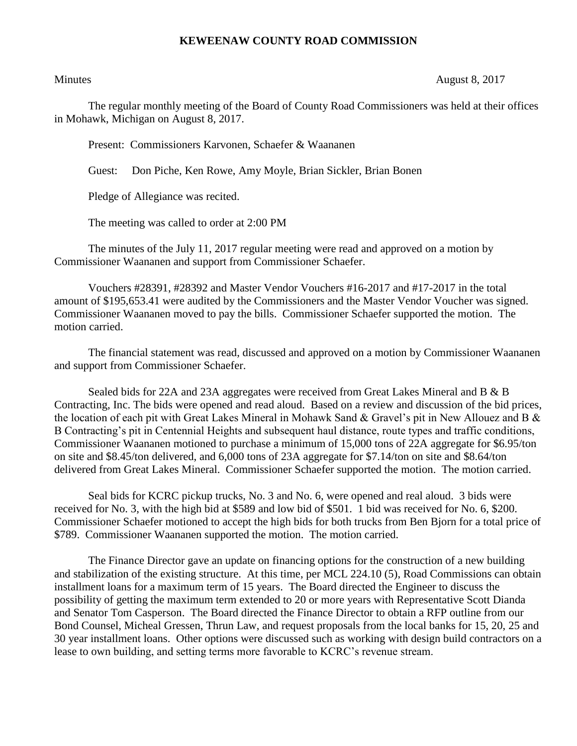# KEWEENAW COUNTY ROAD COMMISSION

Minutes August 8, 2017

The regular monthly meeting of the Board of County Road Commissioners was held at their offices in Mohawk, Michigan on August 8, 2017.

Present: Commissioners Karvonen, Schaefer & Waananen

Guest: Don Piche, Ken Rowe, Amy Moyle, Brian Sickler, Brian Bonen

Pledge of Allegiance was recited.

The meeting was called to order at 2:00 PM

The minutes of the July 11, 2017 regular meeting were read and approved on a motion by Commissioner Waananen and support from Commissioner Schaefer.

Vouchers #28391, #28392 and Master Vendor Vouchers #16-2017 and #17-2017 in the total amount of $195,653.41 were audited by the Commissioners and the Master Vendor Voucher was signed. Commissioner Waananen moved to pay the bills. Commissioner Schaefer supported the motion. The motion carried.

The financial statement was read, discussed and approved on a motion by Commissioner Waananen and support from Commissioner Schaefer.

Sealed bids for 22A and 23A aggregates were received from Great Lakes Mineral and B & B Contracting, Inc. The bids were opened and read aloud. Based on a review and discussion of the bid prices, the location of each pit with Great Lakes Mineral in Mohawk Sand & Gravel's pit in New Allouez and B & B Contracting's pit in Centennial Heights and subsequent haul distance, route types and traffic conditions, Commissioner Waananen motioned to purchase a minimum of 15,000 tons of 22A aggregate for $6.95/ton on site and $8.45/ton delivered, and 6,000 tons of 23A aggregate for $7.14/ton on site and $8.64/ton delivered from Great Lakes Mineral. Commissioner Schaefer supported the motion. The motion carried.

Seal bids for KCRC pickup trucks, No. 3 and No. 6, were opened and real aloud. 3 bids were received for No. 3, with the high bid at $589 and low bid of $501. 1 bid was received for No. 6, $200. Commissioner Schaefer motioned to accept the high bids for both trucks from Ben Bjorn for a total price of $789. Commissioner Waananen supported the motion. The motion carried.

The Finance Director gave an update on financing options for the construction of a new building and stabilization of the existing structure. At this time, per MCL 224.10 (5), Road Commissions can obtain installment loans for a maximum term of 15 years. The Board directed the Engineer to discuss the possibility of getting the maximum term extended to 20 or more years with Representative Scott Dianda and Senator Tom Casperson. The Board directed the Finance Director to obtain a RFP outline from our Bond Counsel, Micheal Gressen, Thrun Law, and request proposals from the local banks for 15, 20, 25 and 30 year installment loans. Other options were discussed such as working with design build contractors on a lease to own building, and setting terms more favorable to KCRC's revenue stream.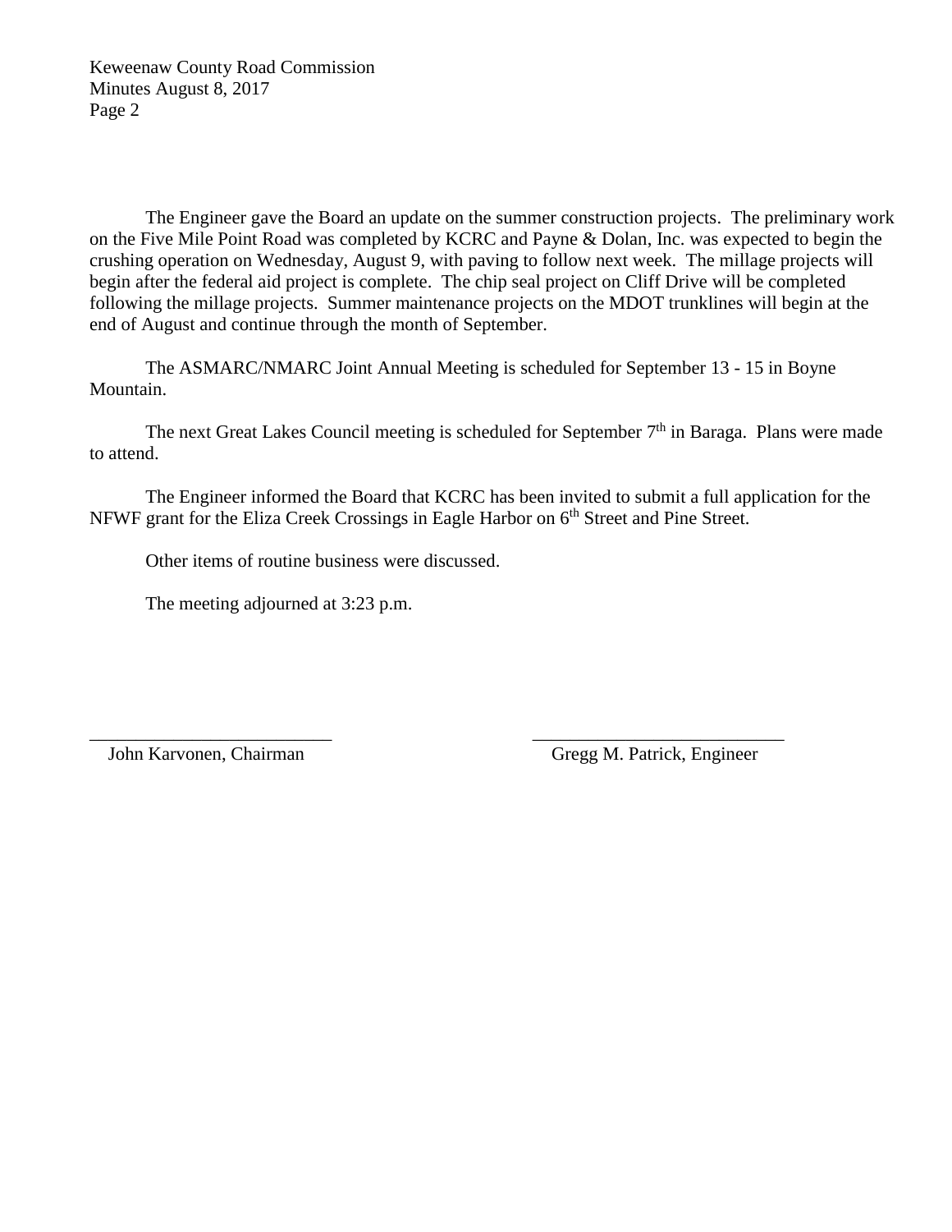The Engineer gave the Board an update on the summer construction projects. The preliminary work on the Five Mile Point Road was completed by KCRC and Payne & Dolan, Inc. was expected to begin the crushing operation on Wednesday, August 9, with paving to follow next week. The millage projects will begin after the federal aid project is complete. The chip seal project on Cliff Drive will be completed following the millage projects. Summer maintenance projects on the MDOT trunklines will begin at the end of August and continue through the month of September.

The ASMARC/NMARC Joint Annual Meeting is scheduled for September 13 - 15 in Boyne Mountain.

The next Great Lakes Council meeting is scheduled for September 7th in Baraga. Plans were made to attend.

The Engineer informed the Board that KCRC has been invited to submit a full application for the NFWF grant for the Eliza Creek Crossings in Eagle Harbor on 6th Street and Pine Street.

Other items of routine business were discussed.

The meeting adjourned at 3:23 p.m.

\_\_\_\_\_\_\_\_\_\_\_\_\_\_\_\_\_\_\_\_\_\_\_\_\_\_
John Karvonen, Chairman

\_\_\_\_\_\_\_\_\_\_\_\_\_\_\_\_\_\_\_\_\_\_\_\_\_\_
Gregg M. Patrick, Engineer